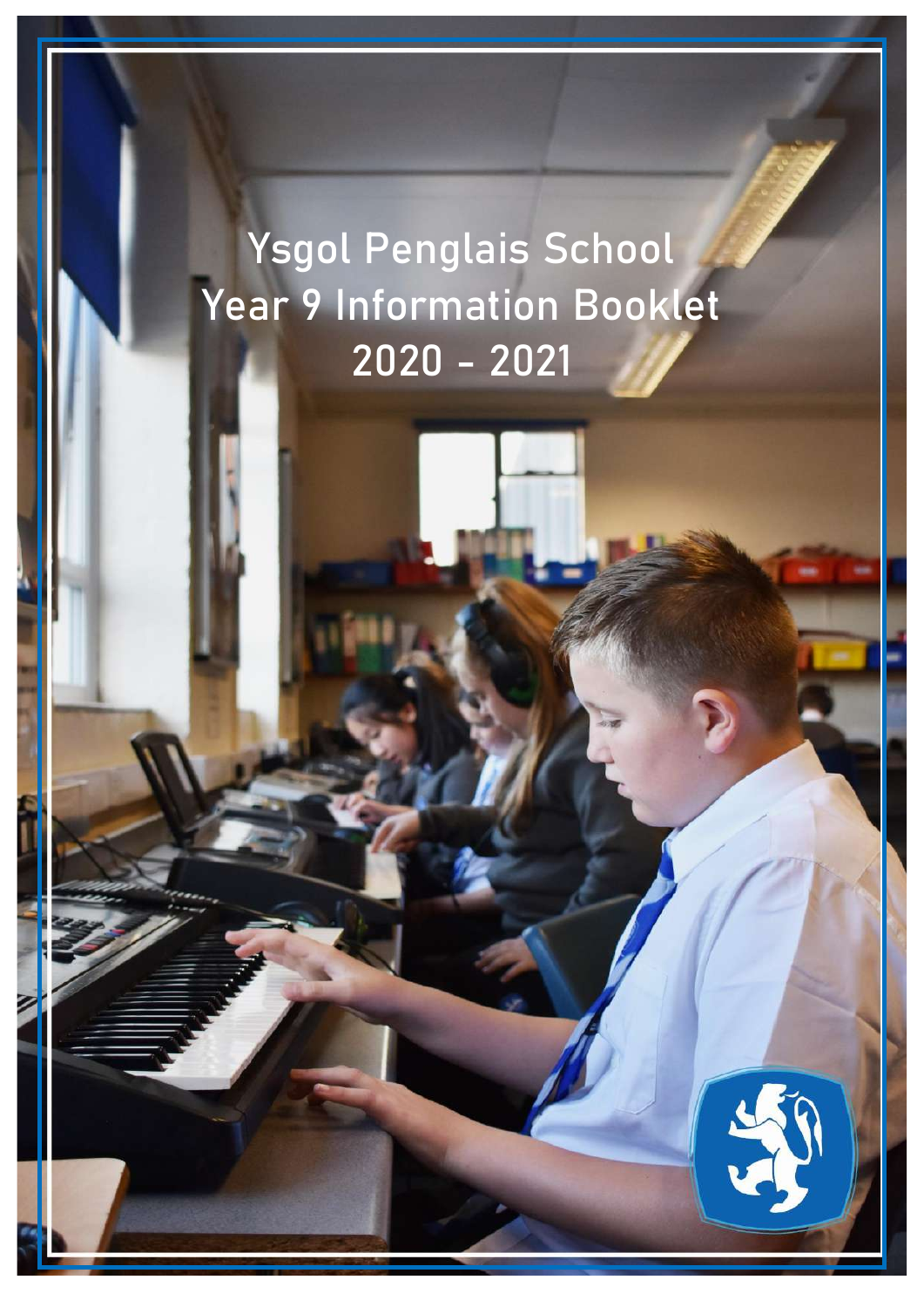# Ysgol Penglais School
# Year 9 Information Booklet
# 2020 - 2021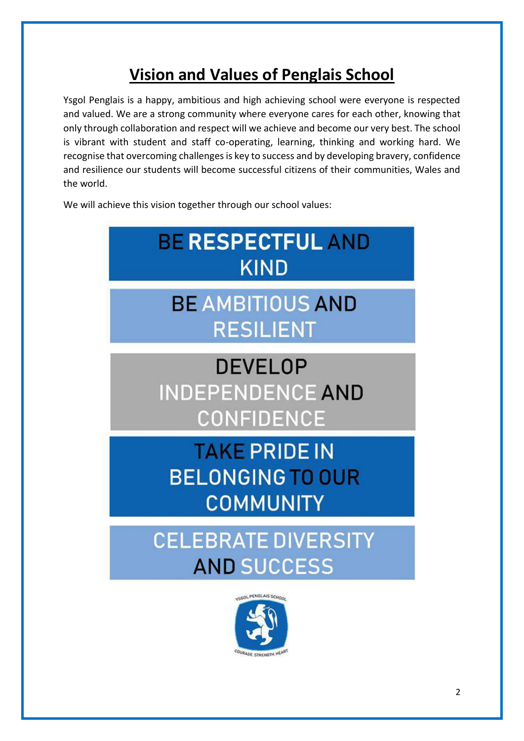# Vision and Values of Penglais School

Ysgol Penglais is a happy, ambitious and high achieving school were everyone is respected and valued. We are a strong community where everyone cares for each other, knowing that only through collaboration and respect will we achieve and become our very best. The school is vibrant with student and staff co-operating, learning, thinking and working hard. We recognise that overcoming challenges is key to success and by developing bravery, confidence and resilience our students will become successful citizens of their communities, Wales and the world.

We will achieve this vision together through our school values:

**BE RESPECTFUL AND KIND**

**BE AMBITIOUS AND RESILIENT**

**DEVELOP INDEPENDENCE AND CONFIDENCE**

**TAKE PRIDE IN BELONGING TO OUR COMMUNITY**

**CELEBRATE DIVERSITY AND SUCCESS**

YSGOL PENGLAIS SCHOOL

COURAGE STRENGTH HEART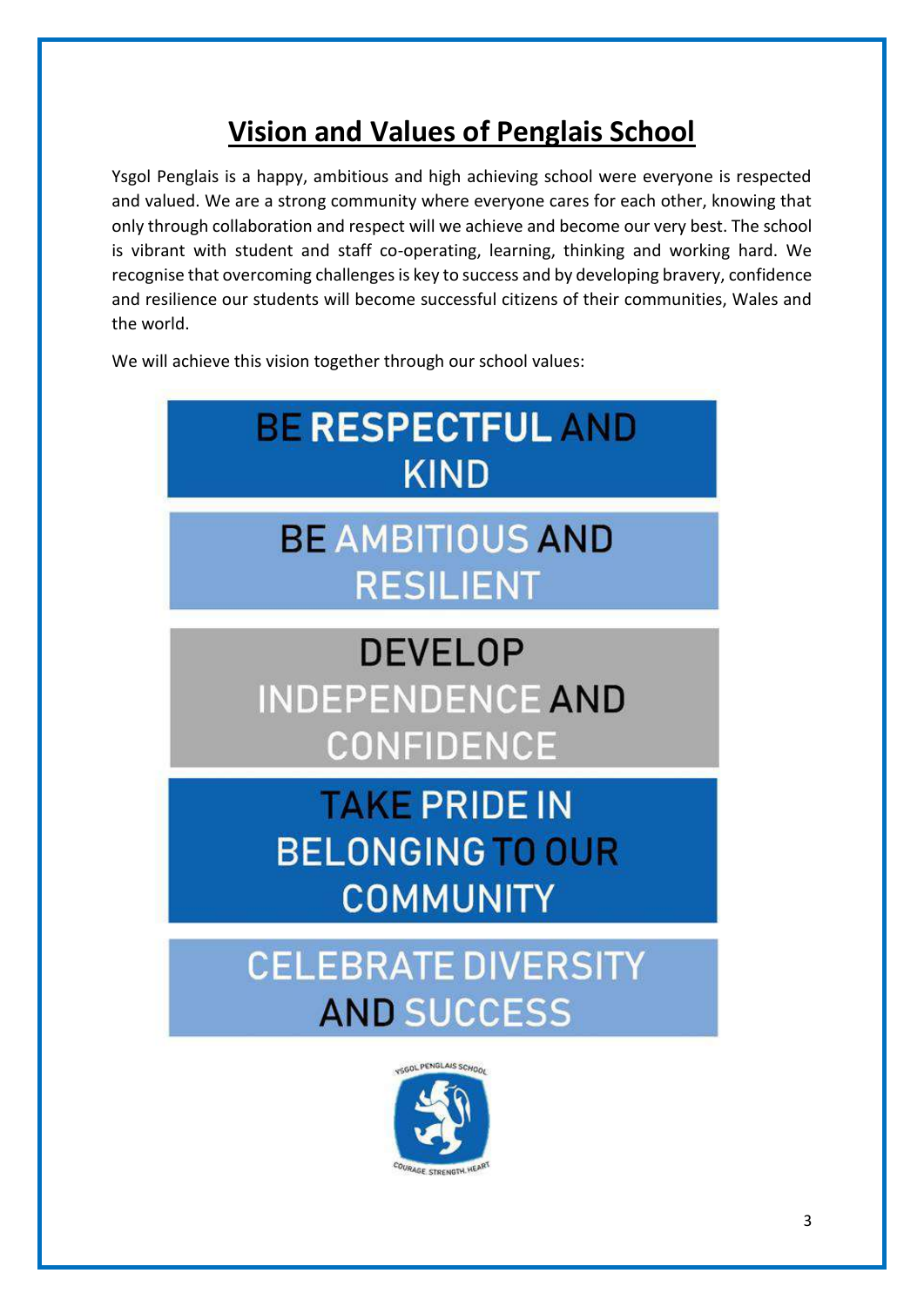# Vision and Values of Penglais School

Ysgol Penglais is a happy, ambitious and high achieving school were everyone is respected and valued. We are a strong community where everyone cares for each other, knowing that only through collaboration and respect will we achieve and become our very best. The school is vibrant with student and staff co-operating, learning, thinking and working hard. We recognise that overcoming challenges is key to success and by developing bravery, confidence and resilience our students will become successful citizens of their communities, Wales and the world.

We will achieve this vision together through our school values:

**BE RESPECTFUL AND KIND**

**BE AMBITIOUS AND RESILIENT**

**DEVELOP INDEPENDENCE AND CONFIDENCE**

**TAKE PRIDE IN BELONGING TO OUR COMMUNITY**

**CELEBRATE DIVERSITY AND SUCCESS**

YSGOL PENGLAIS SCHOOL

COURAGE. STRENGTH. HEART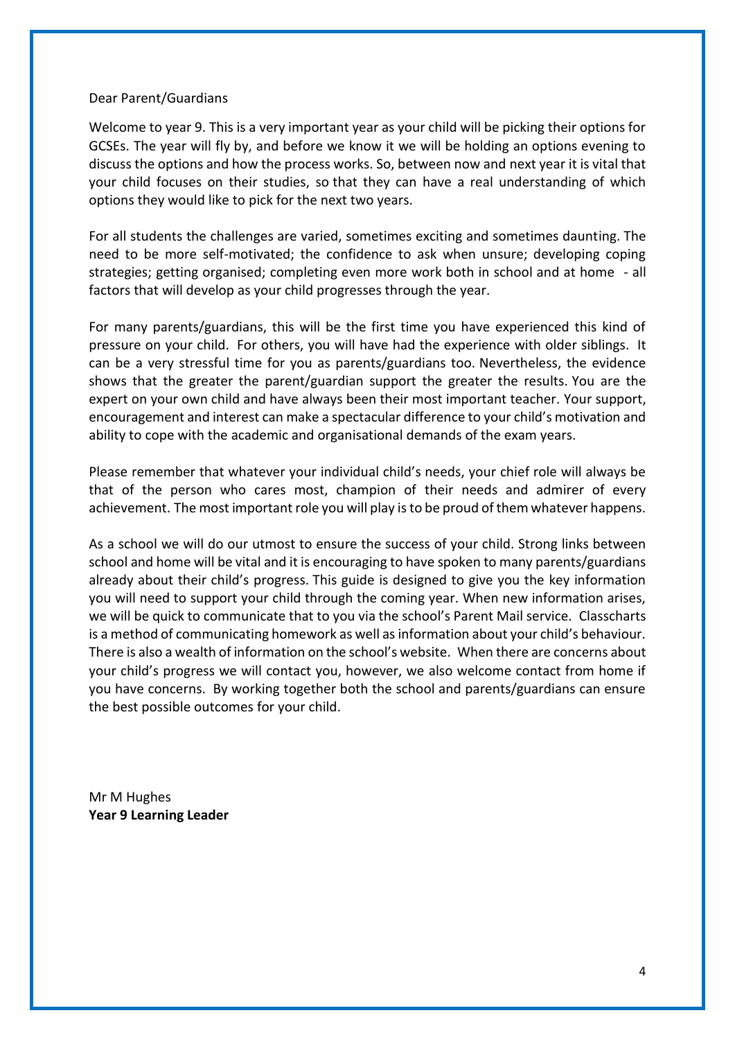Dear Parent/Guardians

Welcome to year 9. This is a very important year as your child will be picking their options for GCSEs. The year will fly by, and before we know it we will be holding an options evening to discuss the options and how the process works. So, between now and next year it is vital that your child focuses on their studies, so that they can have a real understanding of which options they would like to pick for the next two years.

For all students the challenges are varied, sometimes exciting and sometimes daunting. The need to be more self-motivated; the confidence to ask when unsure; developing coping strategies; getting organised; completing even more work both in school and at home - all factors that will develop as your child progresses through the year.

For many parents/guardians, this will be the first time you have experienced this kind of pressure on your child. For others, you will have had the experience with older siblings. It can be a very stressful time for you as parents/guardians too. Nevertheless, the evidence shows that the greater the parent/guardian support the greater the results. You are the expert on your own child and have always been their most important teacher. Your support, encouragement and interest can make a spectacular difference to your child's motivation and ability to cope with the academic and organisational demands of the exam years.

Please remember that whatever your individual child's needs, your chief role will always be that of the person who cares most, champion of their needs and admirer of every achievement. The most important role you will play is to be proud of them whatever happens.

As a school we will do our utmost to ensure the success of your child. Strong links between school and home will be vital and it is encouraging to have spoken to many parents/guardians already about their child's progress. This guide is designed to give you the key information you will need to support your child through the coming year. When new information arises, we will be quick to communicate that to you via the school's Parent Mail service. Classcharts is a method of communicating homework as well as information about your child's behaviour. There is also a wealth of information on the school's website. When there are concerns about your child's progress we will contact you, however, we also welcome contact from home if you have concerns. By working together both the school and parents/guardians can ensure the best possible outcomes for your child.

Mr M Hughes
**Year 9 Learning Leader**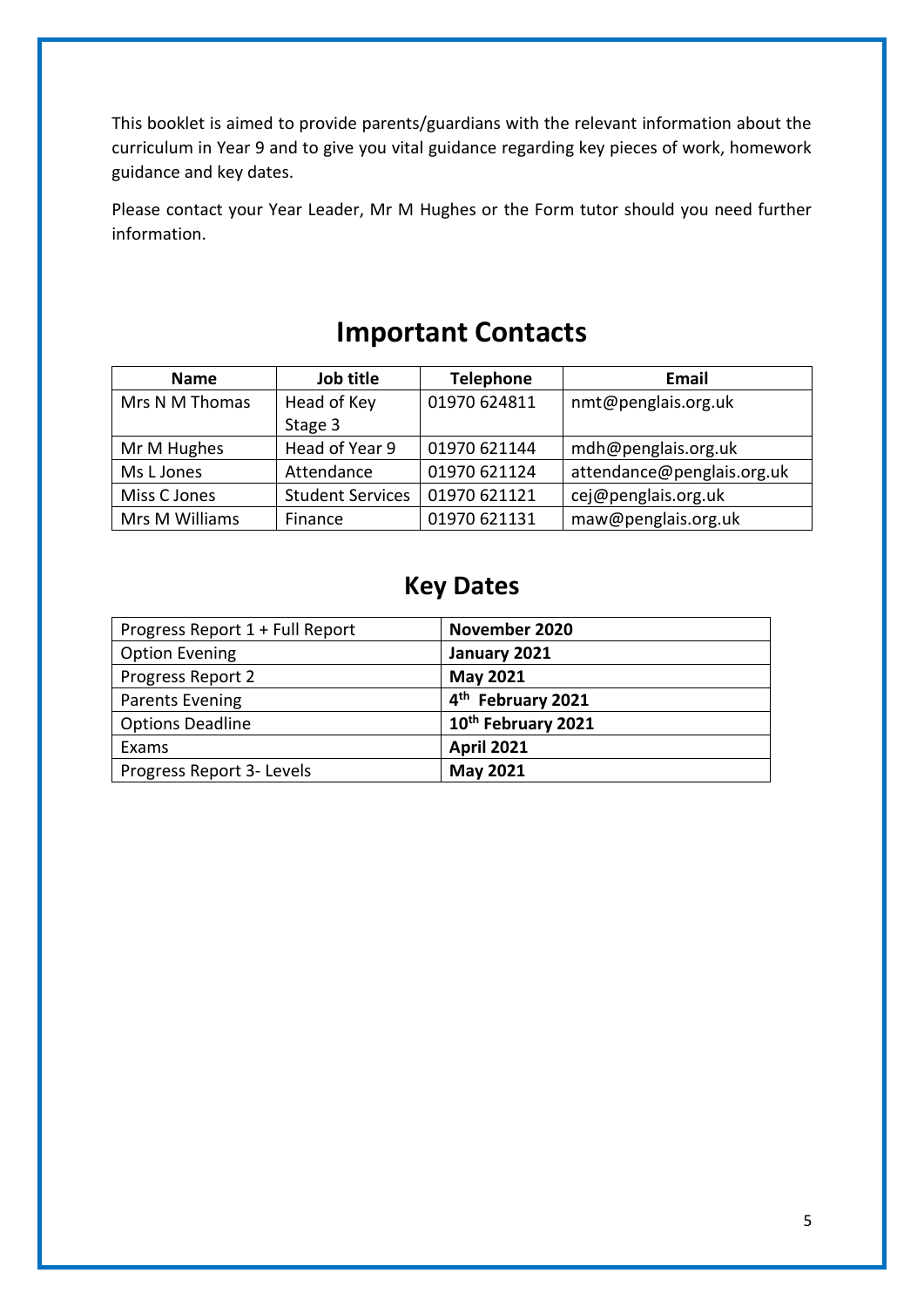This booklet is aimed to provide parents/guardians with the relevant information about the curriculum in Year 9 and to give you vital guidance regarding key pieces of work, homework guidance and key dates.

Please contact your Year Leader, Mr M Hughes or the Form tutor should you need further information.

## Important Contacts

| Name | Job title | Telephone | Email |
| --- | --- | --- | --- |
| Mrs N M Thomas | Head of Key Stage 3 | 01970 624811 | nmt@penglais.org.uk |
| Mr M Hughes | Head of Year 9 | 01970 621144 | mdh@penglais.org.uk |
| Ms L Jones | Attendance | 01970 621124 | attendance@penglais.org.uk |
| Miss C Jones | Student Services | 01970 621121 | cej@penglais.org.uk |
| Mrs M Williams | Finance | 01970 621131 | maw@penglais.org.uk |

## Key Dates

| | |
| --- | --- |
| Progress Report 1 + Full Report | **November 2020** |
| Option Evening | **January 2021** |
| Progress Report 2 | **May 2021** |
| Parents Evening | **4th February 2021** |
| Options Deadline | **10th February 2021** |
| Exams | **April 2021** |
| Progress Report 3- Levels | **May 2021** |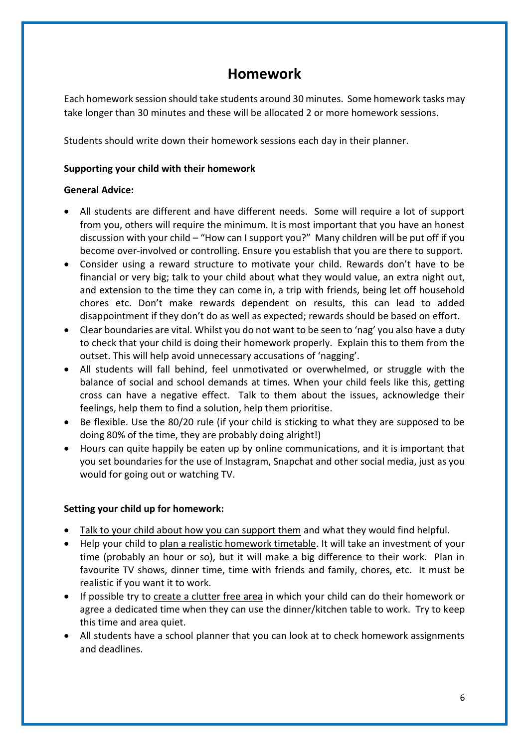# Homework

Each homework session should take students around 30 minutes. Some homework tasks may take longer than 30 minutes and these will be allocated 2 or more homework sessions.

Students should write down their homework sessions each day in their planner.

**Supporting your child with their homework**

**General Advice:**

- All students are different and have different needs. Some will require a lot of support from you, others will require the minimum. It is most important that you have an honest discussion with your child – "How can I support you?" Many children will be put off if you become over-involved or controlling. Ensure you establish that you are there to support.
- Consider using a reward structure to motivate your child. Rewards don't have to be financial or very big; talk to your child about what they would value, an extra night out, and extension to the time they can come in, a trip with friends, being let off household chores etc. Don't make rewards dependent on results, this can lead to added disappointment if they don't do as well as expected; rewards should be based on effort.
- Clear boundaries are vital. Whilst you do not want to be seen to 'nag' you also have a duty to check that your child is doing their homework properly. Explain this to them from the outset. This will help avoid unnecessary accusations of 'nagging'.
- All students will fall behind, feel unmotivated or overwhelmed, or struggle with the balance of social and school demands at times. When your child feels like this, getting cross can have a negative effect. Talk to them about the issues, acknowledge their feelings, help them to find a solution, help them prioritise.
- Be flexible. Use the 80/20 rule (if your child is sticking to what they are supposed to be doing 80% of the time, they are probably doing alright!)
- Hours can quite happily be eaten up by online communications, and it is important that you set boundaries for the use of Instagram, Snapchat and other social media, just as you would for going out or watching TV.

**Setting your child up for homework:**

- Talk to your child about how you can support them and what they would find helpful.
- Help your child to plan a realistic homework timetable. It will take an investment of your time (probably an hour or so), but it will make a big difference to their work. Plan in favourite TV shows, dinner time, time with friends and family, chores, etc. It must be realistic if you want it to work.
- If possible try to create a clutter free area in which your child can do their homework or agree a dedicated time when they can use the dinner/kitchen table to work. Try to keep this time and area quiet.
- All students have a school planner that you can look at to check homework assignments and deadlines.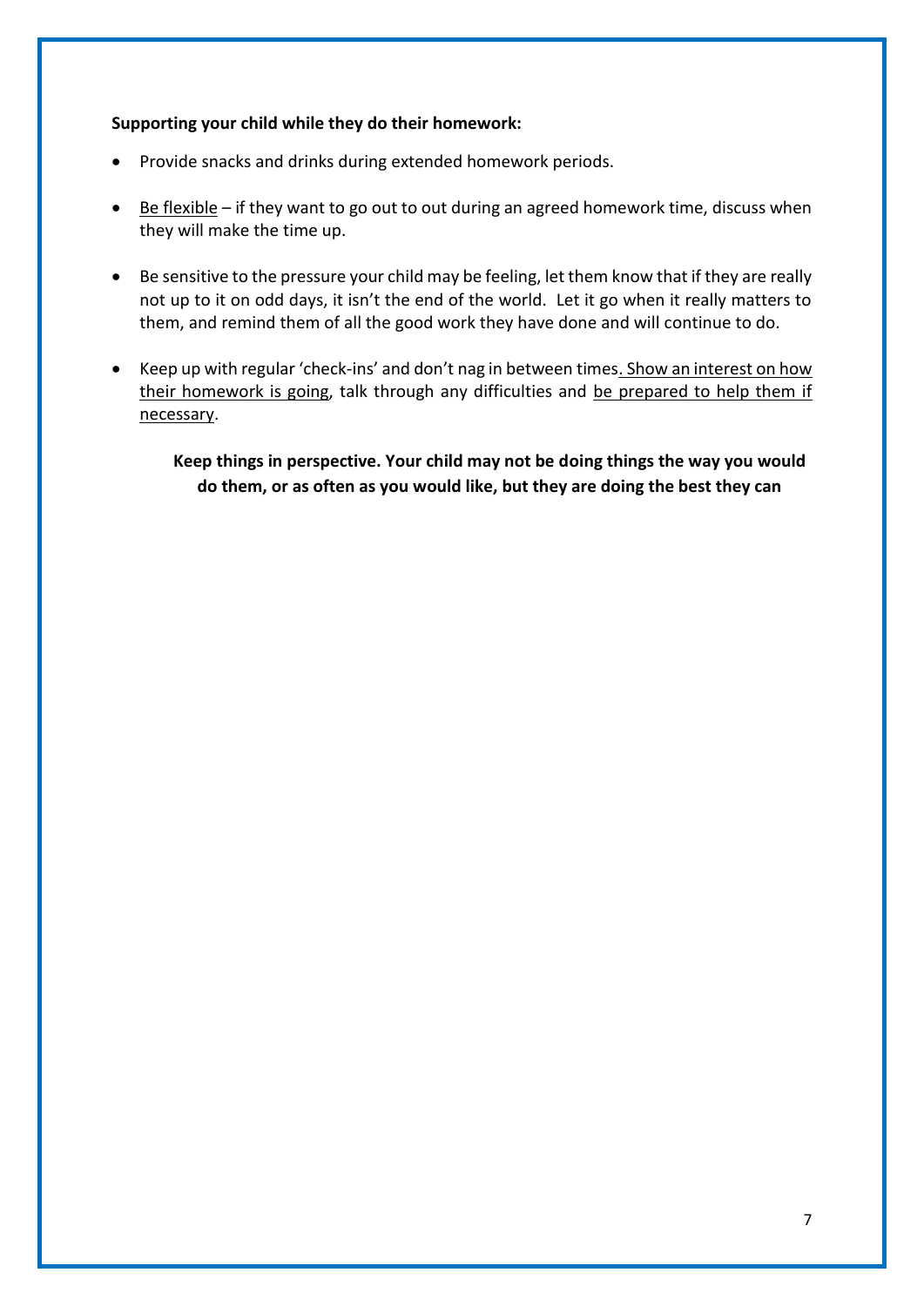**Supporting your child while they do their homework:**

- Provide snacks and drinks during extended homework periods.
- Be flexible – if they want to go out to out during an agreed homework time, discuss when they will make the time up.
- Be sensitive to the pressure your child may be feeling, let them know that if they are really not up to it on odd days, it isn't the end of the world. Let it go when it really matters to them, and remind them of all the good work they have done and will continue to do.
- Keep up with regular 'check-ins' and don't nag in between times. Show an interest on how their homework is going, talk through any difficulties and be prepared to help them if necessary.

**Keep things in perspective. Your child may not be doing things the way you would do them, or as often as you would like, but they are doing the best they can**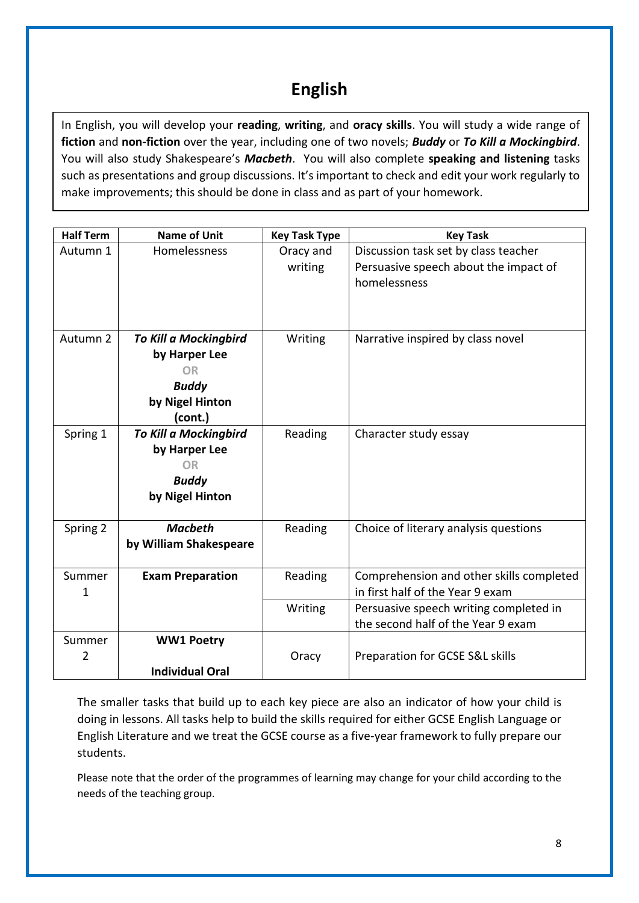# English

In English, you will develop your **reading**, **writing**, and **oracy skills**. You will study a wide range of **fiction** and **non-fiction** over the year, including one of two novels; ***Buddy*** or ***To Kill a Mockingbird***. You will also study Shakespeare's ***Macbeth***. You will also complete **speaking and listening** tasks such as presentations and group discussions. It's important to check and edit your work regularly to make improvements; this should be done in class and as part of your homework.

| Half Term | Name of Unit | Key Task Type | Key Task |
|---|---|---|---|
| Autumn 1 | Homelessness | Oracy and writing | Discussion task set by class teacher<br>Persuasive speech about the impact of homelessness |
| Autumn 2 | ***To Kill a Mockingbird*** **by Harper Lee** OR ***Buddy*** **by Nigel Hinton (cont.)** | Writing | Narrative inspired by class novel |
| Spring 1 | ***To Kill a Mockingbird*** **by Harper Lee** OR ***Buddy*** **by Nigel Hinton** | Reading | Character study essay |
| Spring 2 | ***Macbeth*** **by William Shakespeare** | Reading | Choice of literary analysis questions |
| Summer 1 | **Exam Preparation** | Reading | Comprehension and other skills completed in first half of the Year 9 exam |
| | | Writing | Persuasive speech writing completed in the second half of the Year 9 exam |
| Summer 2 | **WW1 Poetry**<br>**Individual Oral** | Oracy | Preparation for GCSE S&L skills |

The smaller tasks that build up to each key piece are also an indicator of how your child is doing in lessons. All tasks help to build the skills required for either GCSE English Language or English Literature and we treat the GCSE course as a five-year framework to fully prepare our students.

Please note that the order of the programmes of learning may change for your child according to the needs of the teaching group.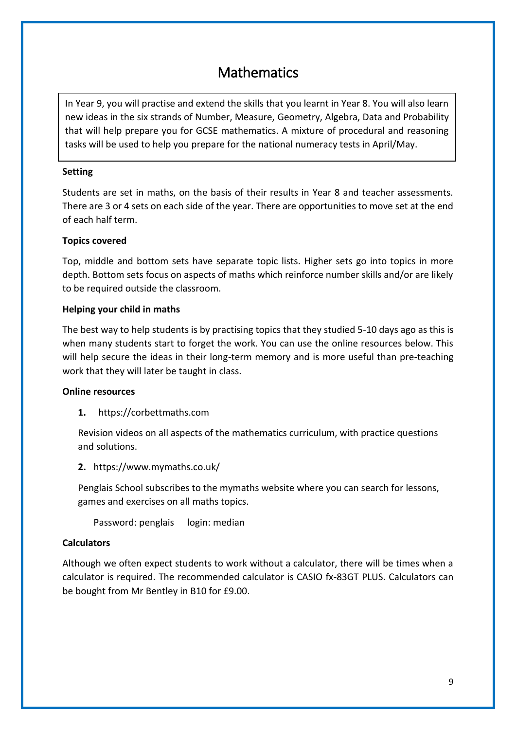# Mathematics

In Year 9, you will practise and extend the skills that you learnt in Year 8. You will also learn new ideas in the six strands of Number, Measure, Geometry, Algebra, Data and Probability that will help prepare you for GCSE mathematics. A mixture of procedural and reasoning tasks will be used to help you prepare for the national numeracy tests in April/May.

**Setting**

Students are set in maths, on the basis of their results in Year 8 and teacher assessments. There are 3 or 4 sets on each side of the year. There are opportunities to move set at the end of each half term.

**Topics covered**

Top, middle and bottom sets have separate topic lists. Higher sets go into topics in more depth. Bottom sets focus on aspects of maths which reinforce number skills and/or are likely to be required outside the classroom.

**Helping your child in maths**

The best way to help students is by practising topics that they studied 5-10 days ago as this is when many students start to forget the work. You can use the online resources below. This will help secure the ideas in their long-term memory and is more useful than pre-teaching work that they will later be taught in class.

**Online resources**

1. https://corbettmaths.com

   Revision videos on all aspects of the mathematics curriculum, with practice questions and solutions.

2. https://www.mymaths.co.uk/

   Penglais School subscribes to the mymaths website where you can search for lessons, games and exercises on all maths topics.

   Password: penglais login: median

**Calculators**

Although we often expect students to work without a calculator, there will be times when a calculator is required. The recommended calculator is CASIO fx-83GT PLUS. Calculators can be bought from Mr Bentley in B10 for £9.00.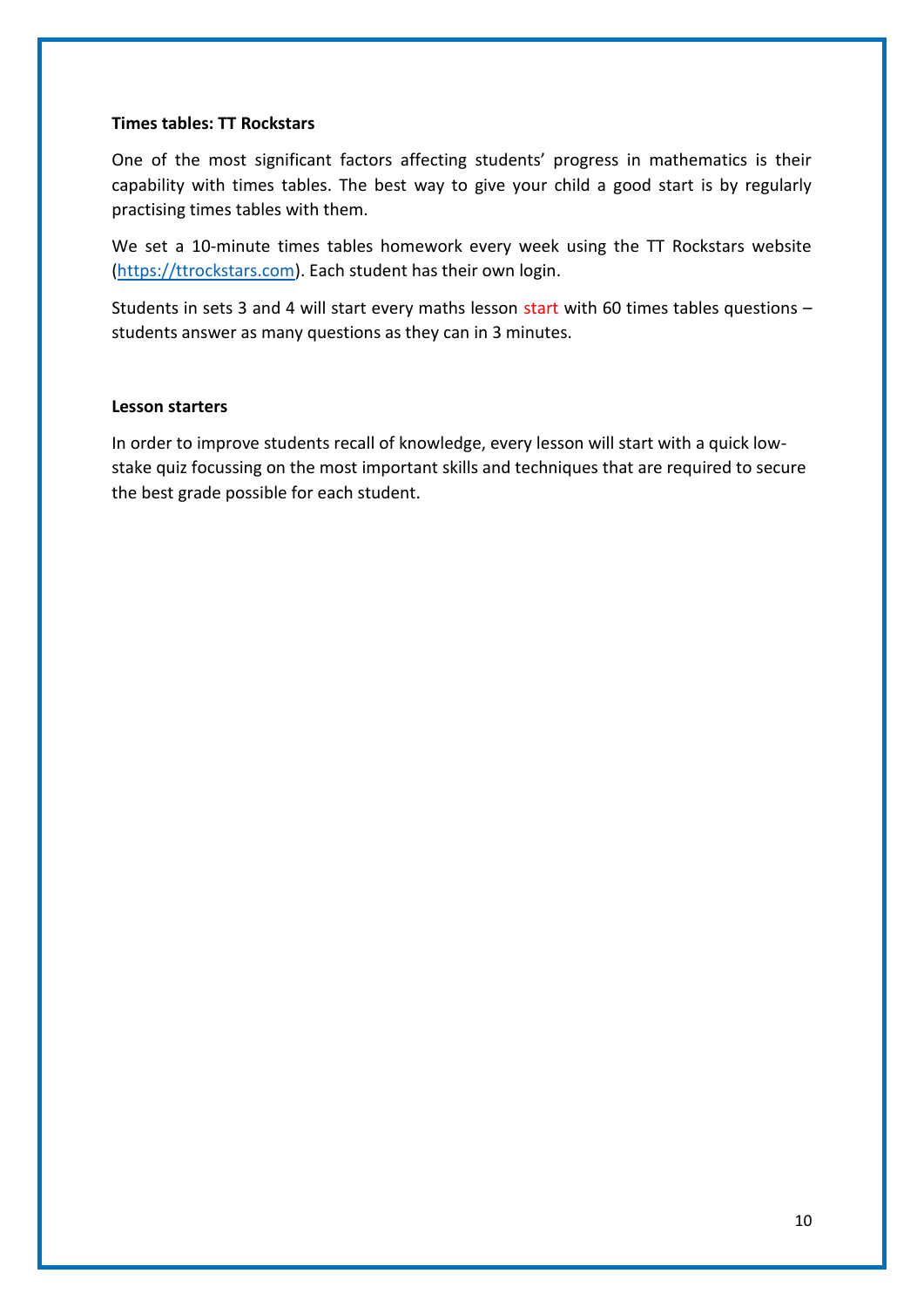**Times tables: TT Rockstars**

One of the most significant factors affecting students' progress in mathematics is their capability with times tables. The best way to give your child a good start is by regularly practising times tables with them.

We set a 10-minute times tables homework every week using the TT Rockstars website ([https://ttrockstars.com](https://ttrockstars.com)). Each student has their own login.

Students in sets 3 and 4 will start every maths lesson start with 60 times tables questions – students answer as many questions as they can in 3 minutes.

**Lesson starters**

In order to improve students recall of knowledge, every lesson will start with a quick low-stake quiz focussing on the most important skills and techniques that are required to secure the best grade possible for each student.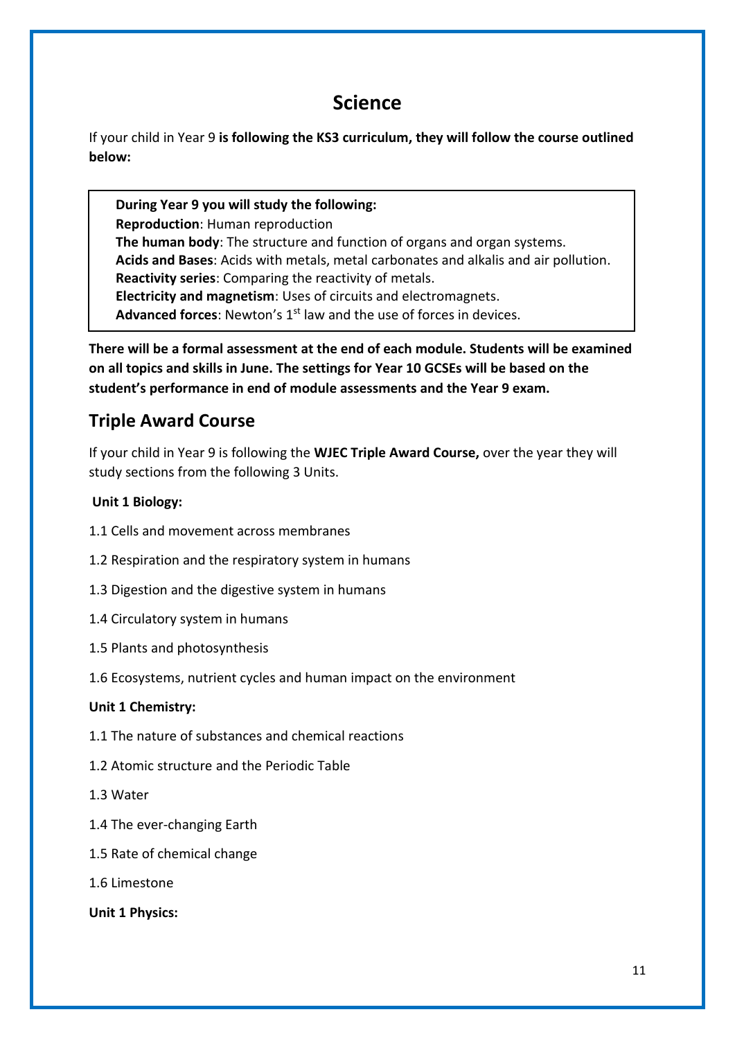# Science

If your child in Year 9 **is following the KS3 curriculum, they will follow the course outlined below:**

**During Year 9 you will study the following:**
**Reproduction**: Human reproduction
**The human body**: The structure and function of organs and organ systems.
**Acids and Bases**: Acids with metals, metal carbonates and alkalis and air pollution.
**Reactivity series**: Comparing the reactivity of metals.
**Electricity and magnetism**: Uses of circuits and electromagnets.
**Advanced forces**: Newton's 1st law and the use of forces in devices.

**There will be a formal assessment at the end of each module. Students will be examined on all topics and skills in June. The settings for Year 10 GCSEs will be based on the student's performance in end of module assessments and the Year 9 exam.**

## Triple Award Course

If your child in Year 9 is following the **WJEC Triple Award Course,** over the year they will study sections from the following 3 Units.

**Unit 1 Biology:**

1.1 Cells and movement across membranes

1.2 Respiration and the respiratory system in humans

1.3 Digestion and the digestive system in humans

1.4 Circulatory system in humans

1.5 Plants and photosynthesis

1.6 Ecosystems, nutrient cycles and human impact on the environment

**Unit 1 Chemistry:**

1.1 The nature of substances and chemical reactions

1.2 Atomic structure and the Periodic Table

1.3 Water

1.4 The ever-changing Earth

1.5 Rate of chemical change

1.6 Limestone

**Unit 1 Physics:**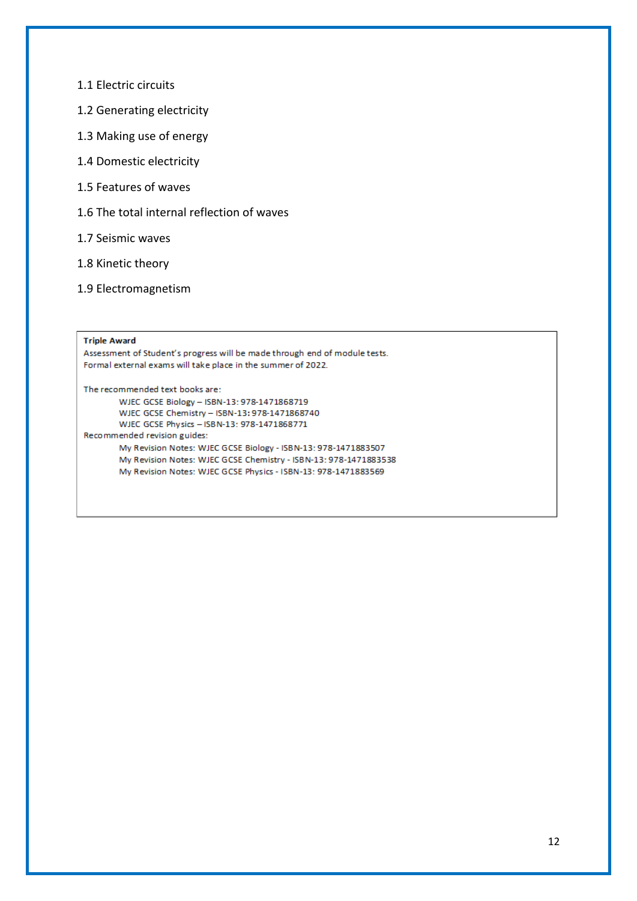1.1 Electric circuits

1.2 Generating electricity

1.3 Making use of energy

1.4 Domestic electricity

1.5 Features of waves

1.6 The total internal reflection of waves

1.7 Seismic waves

1.8 Kinetic theory

1.9 Electromagnetism

**Triple Award**

Assessment of Student's progress will be made through end of module tests.
Formal external exams will take place in the summer of 2022.

The recommended text books are:

- WJEC GCSE Biology – ISBN-13: 978-1471868719
- WJEC GCSE Chemistry – ISBN-13: 978-1471868740
- WJEC GCSE Physics – ISBN-13: 978-1471868771

Recommended revision guides:

- My Revision Notes: WJEC GCSE Biology - ISBN-13: 978-1471883507
- My Revision Notes: WJEC GCSE Chemistry - ISBN-13: 978-1471883538
- My Revision Notes: WJEC GCSE Physics - ISBN-13: 978-1471883569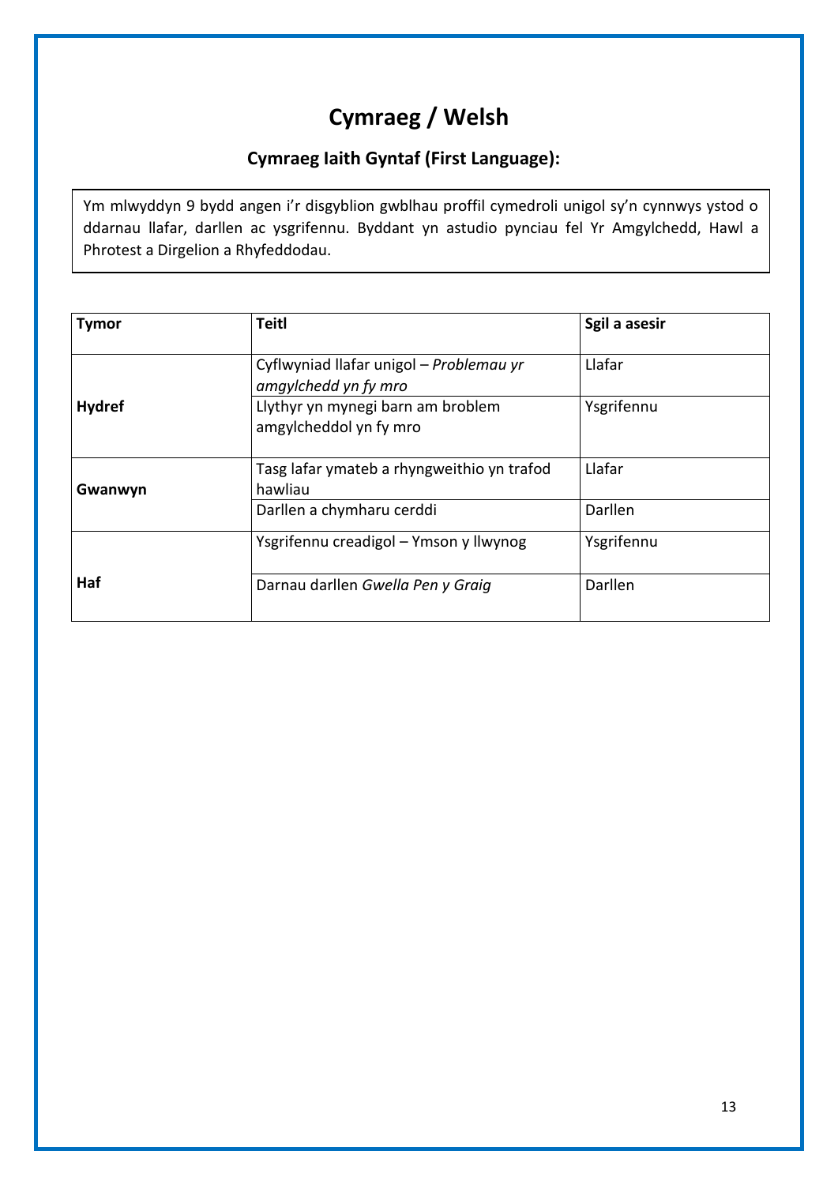# Cymraeg / Welsh

## Cymraeg Iaith Gyntaf (First Language):

Ym mlwyddyn 9 bydd angen i'r disgyblion gwblhau proffil cymedroli unigol sy'n cynnwys ystod o ddarnau llafar, darllen ac ysgrifennu. Byddant yn astudio pynciau fel Yr Amgylchedd, Hawl a Phrotest a Dirgelion a Rhyfeddodau.

| Tymor | Teitl | Sgil a asesir |
|---|---|---|
| Hydref | Cyflwyniad llafar unigol – *Problemau yr amgylchedd yn fy mro* | Llafar |
| | Llythyr yn mynegi barn am broblem amgylcheddol yn fy mro | Ysgrifennu |
| Gwanwyn | Tasg lafar ymateb a rhyngweithio yn trafod hawliau | Llafar |
| | Darllen a chymharu cerddi | Darllen |
| Haf | Ysgrifennu creadigol – Ymson y llwynog | Ysgrifennu |
| | Darnau darllen *Gwella Pen y Graig* | Darllen |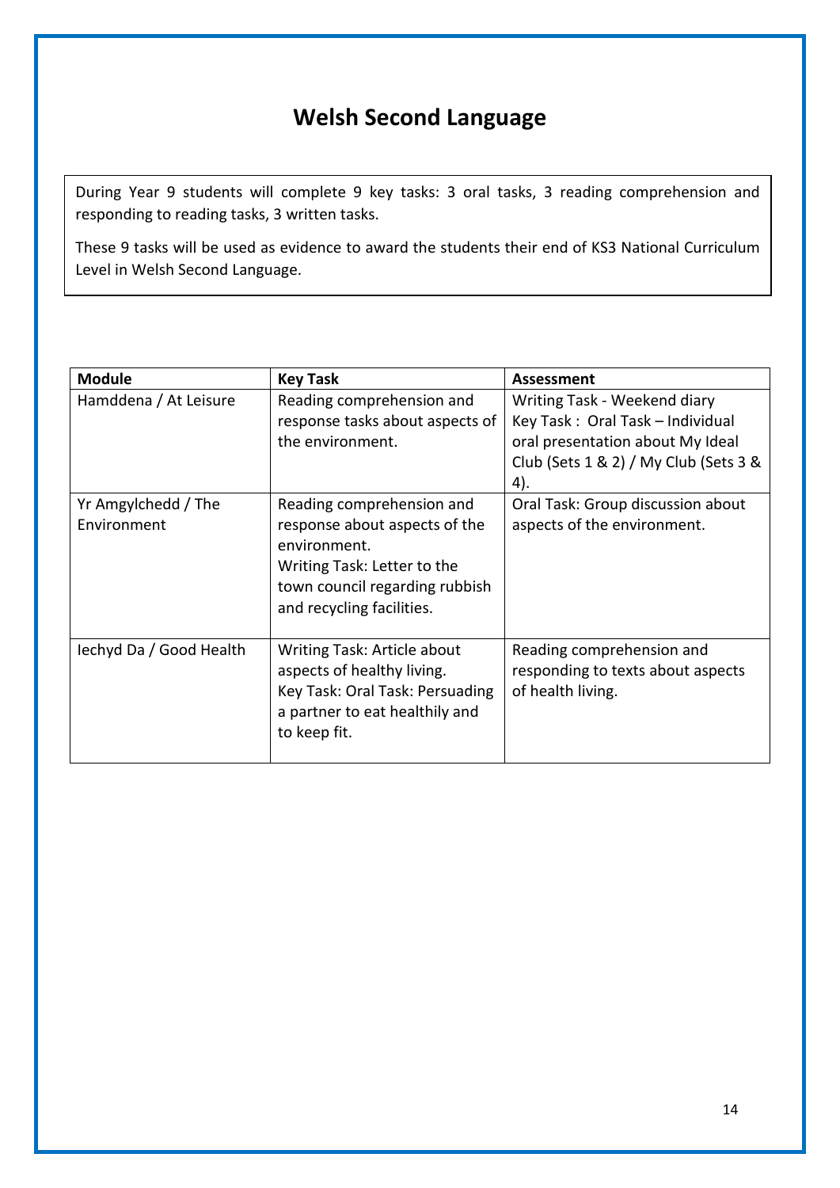# Welsh Second Language

During Year 9 students will complete 9 key tasks: 3 oral tasks, 3 reading comprehension and responding to reading tasks, 3 written tasks.

These 9 tasks will be used as evidence to award the students their end of KS3 National Curriculum Level in Welsh Second Language.

| **Module** | **Key Task** | **Assessment** |
|---|---|---|
| Hamddena / At Leisure | Reading comprehension and response tasks about aspects of the environment. | Writing Task - Weekend diary<br>Key Task : Oral Task – Individual oral presentation about My Ideal Club (Sets 1 & 2) / My Club (Sets 3 & 4). |
| Yr Amgylchedd / The Environment | Reading comprehension and response about aspects of the environment.<br>Writing Task: Letter to the town council regarding rubbish and recycling facilities. | Oral Task: Group discussion about aspects of the environment. |
| Iechyd Da / Good Health | Writing Task: Article about aspects of healthy living.<br>Key Task: Oral Task: Persuading a partner to eat healthily and to keep fit. | Reading comprehension and responding to texts about aspects of health living. |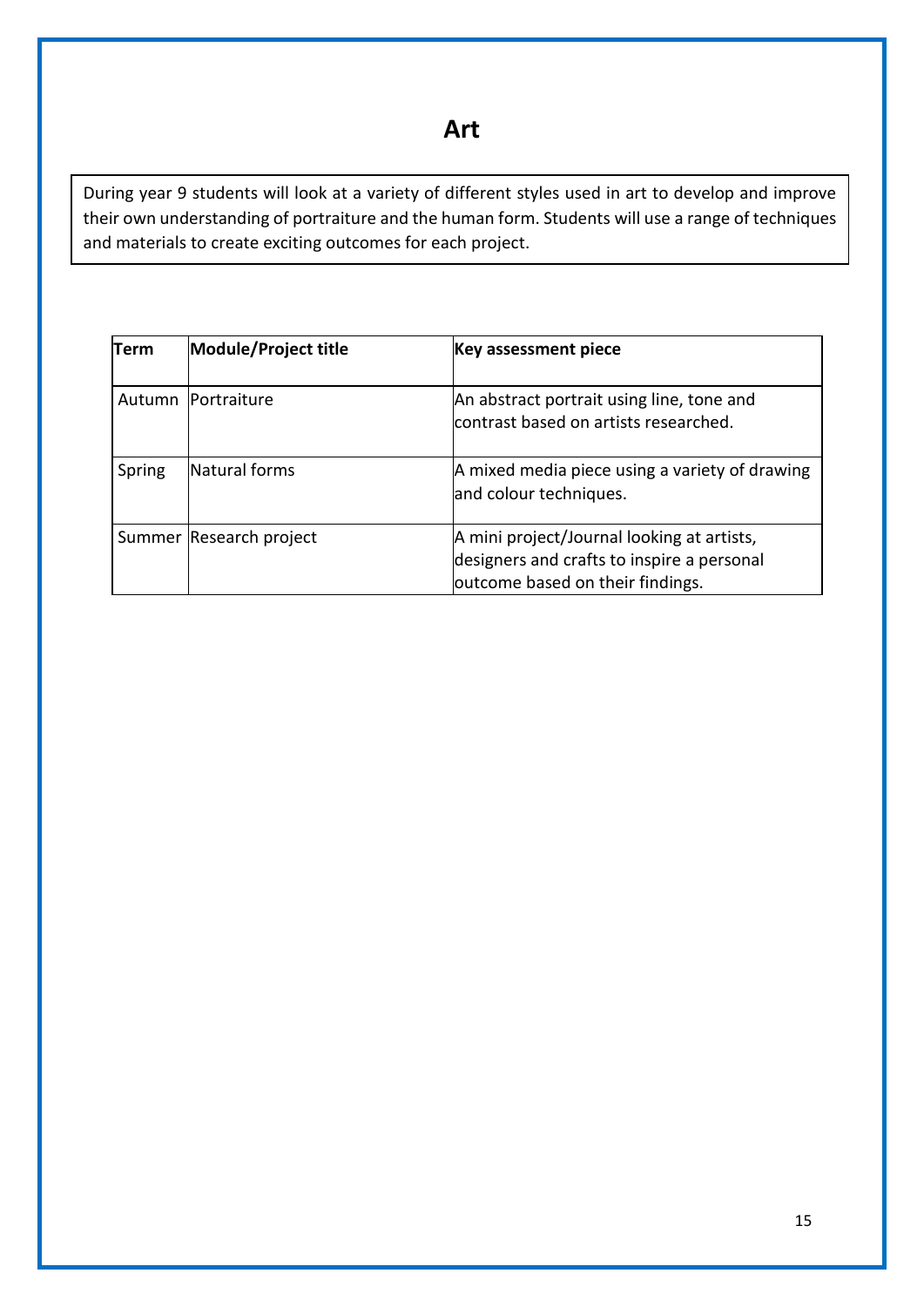# Art

During year 9 students will look at a variety of different styles used in art to develop and improve their own understanding of portraiture and the human form. Students will use a range of techniques and materials to create exciting outcomes for each project.

| Term | Module/Project title | Key assessment piece |
|---|---|---|
| Autumn | Portraiture | An abstract portrait using line, tone and contrast based on artists researched. |
| Spring | Natural forms | A mixed media piece using a variety of drawing and colour techniques. |
| Summer | Research project | A mini project/Journal looking at artists, designers and crafts to inspire a personal outcome based on their findings. |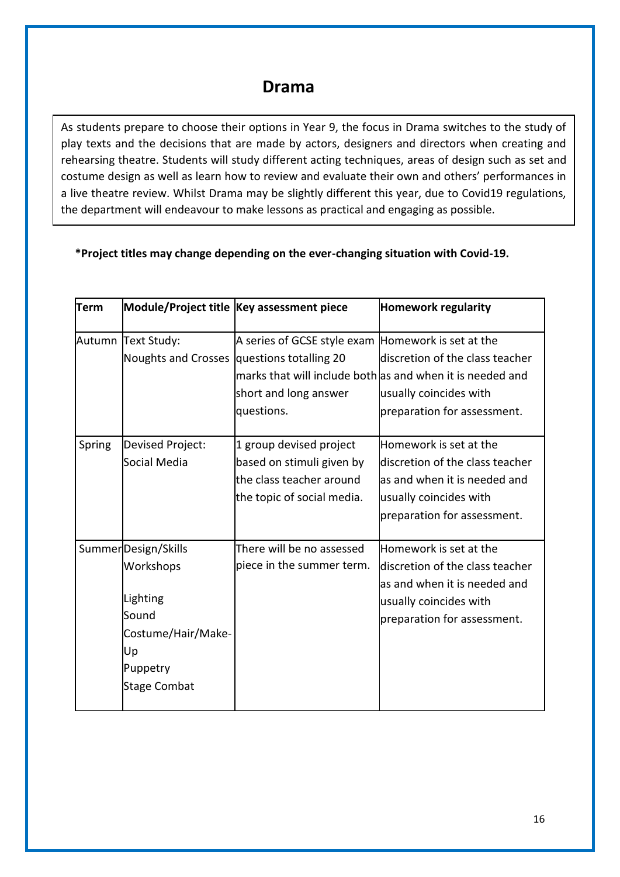# Drama

As students prepare to choose their options in Year 9, the focus in Drama switches to the study of play texts and the decisions that are made by actors, designers and directors when creating and rehearsing theatre. Students will study different acting techniques, areas of design such as set and costume design as well as learn how to review and evaluate their own and others' performances in a live theatre review. Whilst Drama may be slightly different this year, due to Covid19 regulations, the department will endeavour to make lessons as practical and engaging as possible.

**\*Project titles may change depending on the ever-changing situation with Covid-19.**

| Term | Module/Project title | Key assessment piece | Homework regularity |
|---|---|---|---|
| Autumn | Text Study: Noughts and Crosses | A series of GCSE style exam questions totalling 20 marks that will include both short and long answer questions. | Homework is set at the discretion of the class teacher as and when it is needed and usually coincides with preparation for assessment. |
| Spring | Devised Project: Social Media | 1 group devised project based on stimuli given by the class teacher around the topic of social media. | Homework is set at the discretion of the class teacher as and when it is needed and usually coincides with preparation for assessment. |
| Summer | Design/Skills Workshops<br><br>Lighting<br>Sound<br>Costume/Hair/Make-Up<br>Puppetry<br>Stage Combat | There will be no assessed piece in the summer term. | Homework is set at the discretion of the class teacher as and when it is needed and usually coincides with preparation for assessment. |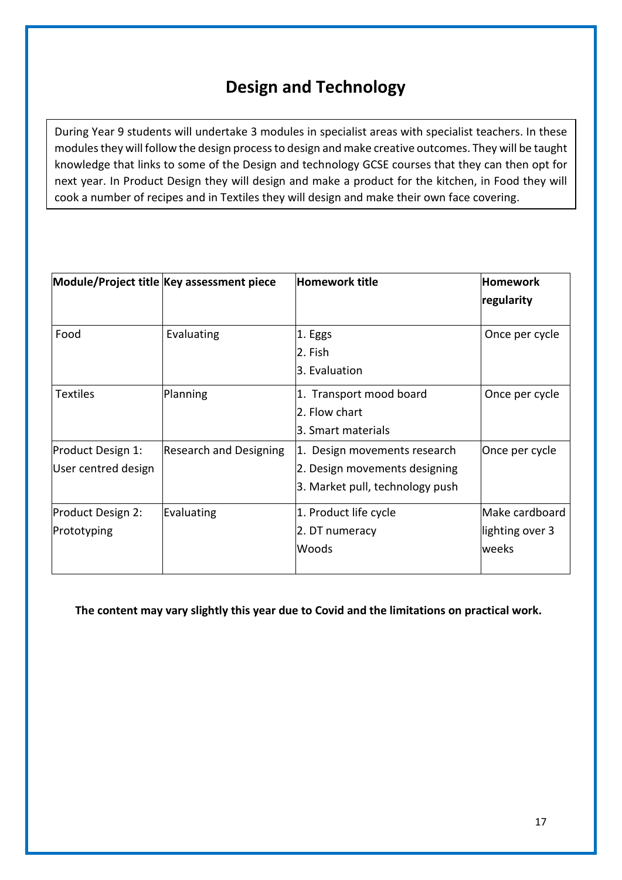# Design and Technology

During Year 9 students will undertake 3 modules in specialist areas with specialist teachers. In these modules they will follow the design process to design and make creative outcomes. They will be taught knowledge that links to some of the Design and technology GCSE courses that they can then opt for next year. In Product Design they will design and make a product for the kitchen, in Food they will cook a number of recipes and in Textiles they will design and make their own face covering.

| Module/Project title | Key assessment piece | Homework title | Homework regularity |
|---|---|---|---|
| Food | Evaluating | 1. Eggs<br>2. Fish<br>3. Evaluation | Once per cycle |
| Textiles | Planning | 1. Transport mood board<br>2. Flow chart<br>3. Smart materials | Once per cycle |
| Product Design 1: User centred design | Research and Designing | 1. Design movements research<br>2. Design movements designing<br>3. Market pull, technology push | Once per cycle |
| Product Design 2: Prototyping | Evaluating | 1. Product life cycle<br>2. DT numeracy<br>Woods | Make cardboard lighting over 3 weeks |

**The content may vary slightly this year due to Covid and the limitations on practical work.**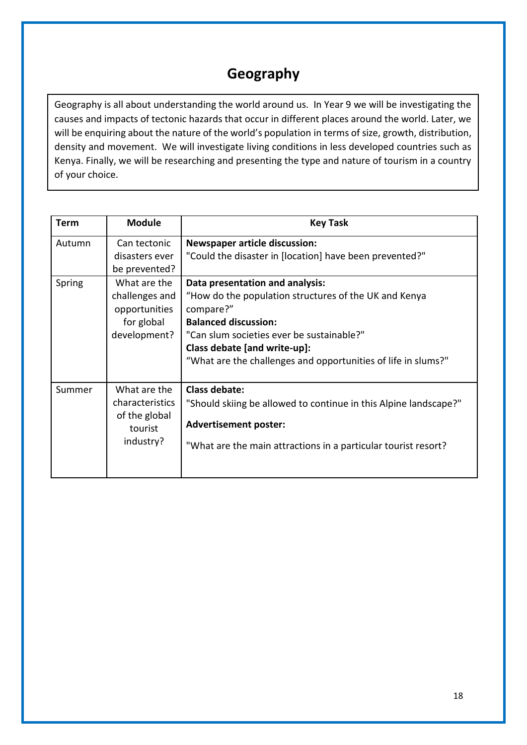# Geography

Geography is all about understanding the world around us. In Year 9 we will be investigating the causes and impacts of tectonic hazards that occur in different places around the world. Later, we will be enquiring about the nature of the world's population in terms of size, growth, distribution, density and movement. We will investigate living conditions in less developed countries such as Kenya. Finally, we will be researching and presenting the type and nature of tourism in a country of your choice.

| Term | Module | Key Task |
|---|---|---|
| Autumn | Can tectonic disasters ever be prevented? | **Newspaper article discussion:**<br>"Could the disaster in [location] have been prevented?" |
| Spring | What are the challenges and opportunities for global development? | **Data presentation and analysis:**<br>"How do the population structures of the UK and Kenya compare?"<br>**Balanced discussion:**<br>"Can slum societies ever be sustainable?"<br>**Class debate [and write-up]:**<br>"What are the challenges and opportunities of life in slums?" |
| Summer | What are the characteristics of the global tourist industry? | **Class debate:**<br>"Should skiing be allowed to continue in this Alpine landscape?"<br>**Advertisement poster:**<br>"What are the main attractions in a particular tourist resort? |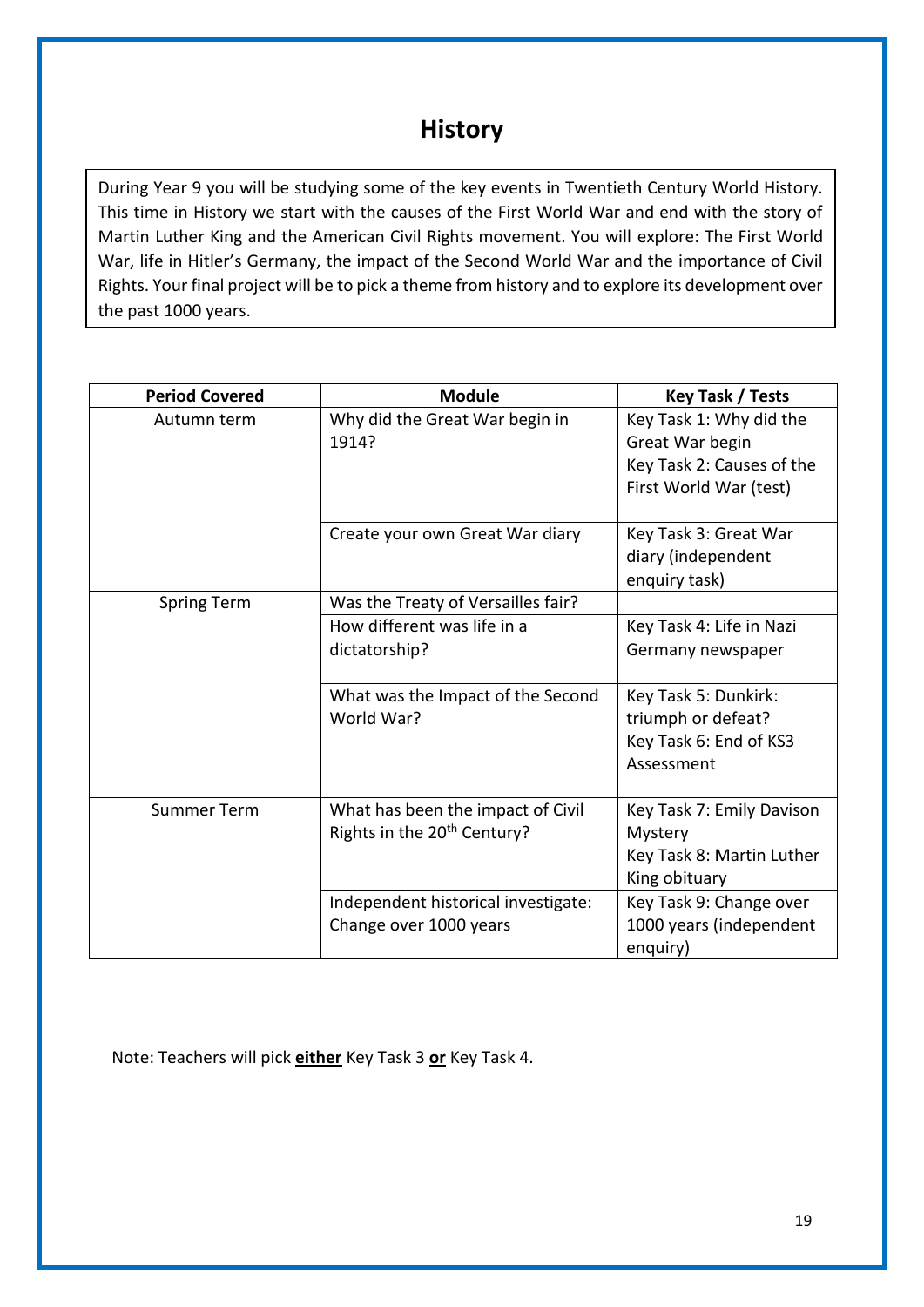# History

During Year 9 you will be studying some of the key events in Twentieth Century World History. This time in History we start with the causes of the First World War and end with the story of Martin Luther King and the American Civil Rights movement. You will explore: The First World War, life in Hitler's Germany, the impact of the Second World War and the importance of Civil Rights. Your final project will be to pick a theme from history and to explore its development over the past 1000 years.

| Period Covered | Module | Key Task / Tests |
|---|---|---|
| Autumn term | Why did the Great War begin in 1914? | Key Task 1: Why did the Great War begin<br>Key Task 2: Causes of the First World War (test) |
| | Create your own Great War diary | Key Task 3: Great War diary (independent enquiry task) |
| Spring Term | Was the Treaty of Versailles fair? | |
| | How different was life in a dictatorship? | Key Task 4: Life in Nazi Germany newspaper |
| | What was the Impact of the Second World War? | Key Task 5: Dunkirk: triumph or defeat?<br>Key Task 6: End of KS3 Assessment |
| Summer Term | What has been the impact of Civil Rights in the 20th Century? | Key Task 7: Emily Davison Mystery<br>Key Task 8: Martin Luther King obituary |
| | Independent historical investigate: Change over 1000 years | Key Task 9: Change over 1000 years (independent enquiry) |

Note: Teachers will pick **either** Key Task 3 **or** Key Task 4.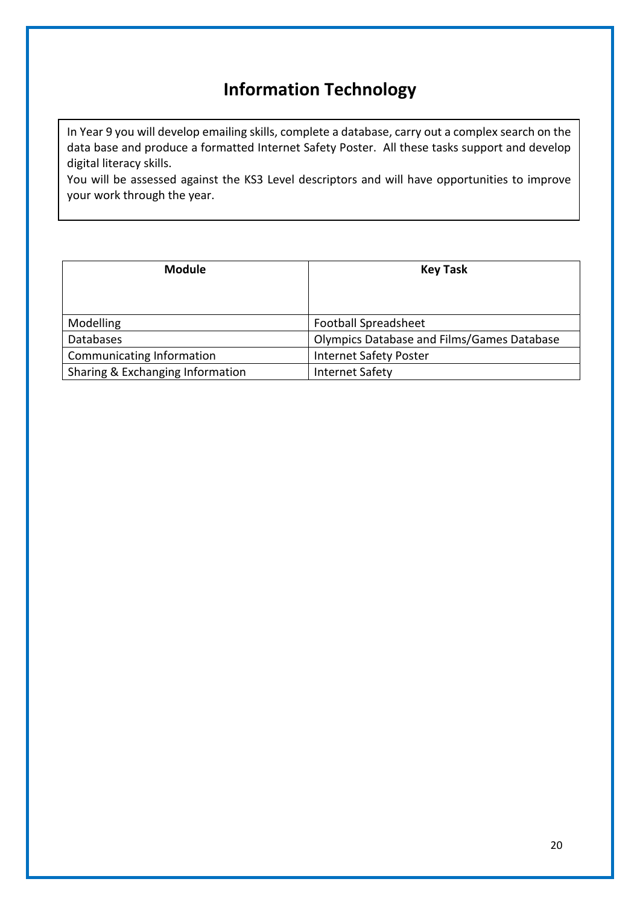# Information Technology

In Year 9 you will develop emailing skills, complete a database, carry out a complex search on the data base and produce a formatted Internet Safety Poster. All these tasks support and develop digital literacy skills.
You will be assessed against the KS3 Level descriptors and will have opportunities to improve your work through the year.

| Module | Key Task |
|---|---|
| Modelling | Football Spreadsheet |
| Databases | Olympics Database and Films/Games Database |
| Communicating Information | Internet Safety Poster |
| Sharing & Exchanging Information | Internet Safety |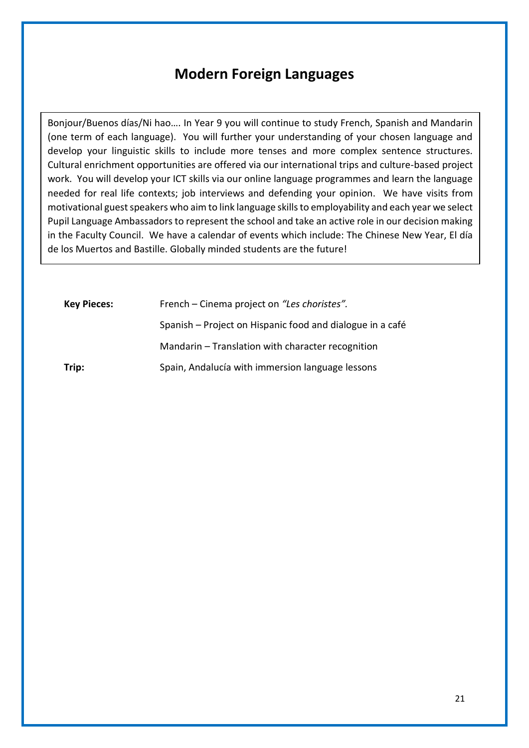# Modern Foreign Languages

Bonjour/Buenos días/Ni hao…. In Year 9 you will continue to study French, Spanish and Mandarin (one term of each language). You will further your understanding of your chosen language and develop your linguistic skills to include more tenses and more complex sentence structures. Cultural enrichment opportunities are offered via our international trips and culture-based project work. You will develop your ICT skills via our online language programmes and learn the language needed for real life contexts; job interviews and defending your opinion. We have visits from motivational guest speakers who aim to link language skills to employability and each year we select Pupil Language Ambassadors to represent the school and take an active role in our decision making in the Faculty Council. We have a calendar of events which include: The Chinese New Year, El día de los Muertos and Bastille. Globally minded students are the future!

**Key Pieces:** French – Cinema project on *"Les choristes".*

Spanish – Project on Hispanic food and dialogue in a café

Mandarin – Translation with character recognition

**Trip:** Spain, Andalucía with immersion language lessons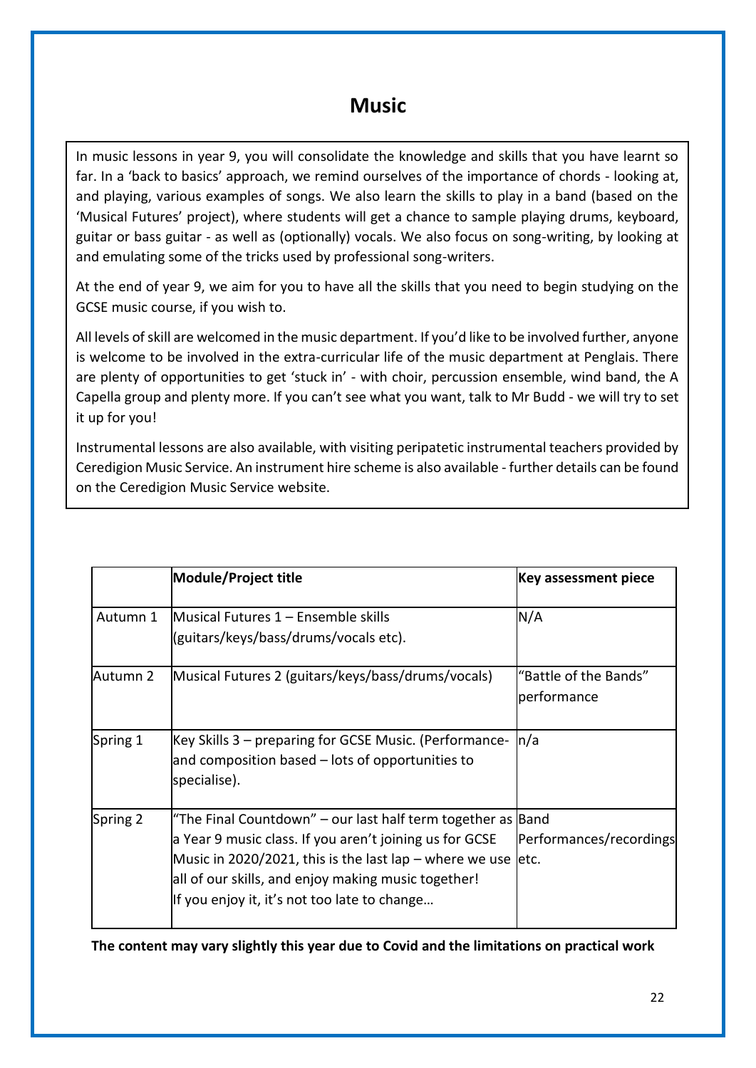# Music

In music lessons in year 9, you will consolidate the knowledge and skills that you have learnt so far. In a 'back to basics' approach, we remind ourselves of the importance of chords - looking at, and playing, various examples of songs. We also learn the skills to play in a band (based on the 'Musical Futures' project), where students will get a chance to sample playing drums, keyboard, guitar or bass guitar - as well as (optionally) vocals. We also focus on song-writing, by looking at and emulating some of the tricks used by professional song-writers.

At the end of year 9, we aim for you to have all the skills that you need to begin studying on the GCSE music course, if you wish to.

All levels of skill are welcomed in the music department. If you'd like to be involved further, anyone is welcome to be involved in the extra-curricular life of the music department at Penglais. There are plenty of opportunities to get 'stuck in' - with choir, percussion ensemble, wind band, the A Capella group and plenty more. If you can't see what you want, talk to Mr Budd - we will try to set it up for you!

Instrumental lessons are also available, with visiting peripatetic instrumental teachers provided by Ceredigion Music Service. An instrument hire scheme is also available - further details can be found on the Ceredigion Music Service website.

| | **Module/Project title** | **Key assessment piece** |
|---|---|---|
| Autumn 1 | Musical Futures 1 – Ensemble skills (guitars/keys/bass/drums/vocals etc). | N/A |
| Autumn 2 | Musical Futures 2 (guitars/keys/bass/drums/vocals) | "Battle of the Bands" performance |
| Spring 1 | Key Skills 3 – preparing for GCSE Music. (Performance- and composition based – lots of opportunities to specialise). | n/a |
| Spring 2 | "The Final Countdown" – our last half term together as a Year 9 music class. If you aren't joining us for GCSE Music in 2020/2021, this is the last lap – where we use all of our skills, and enjoy making music together! If you enjoy it, it's not too late to change… | Band Performances/recordings etc. |

**The content may vary slightly this year due to Covid and the limitations on practical work**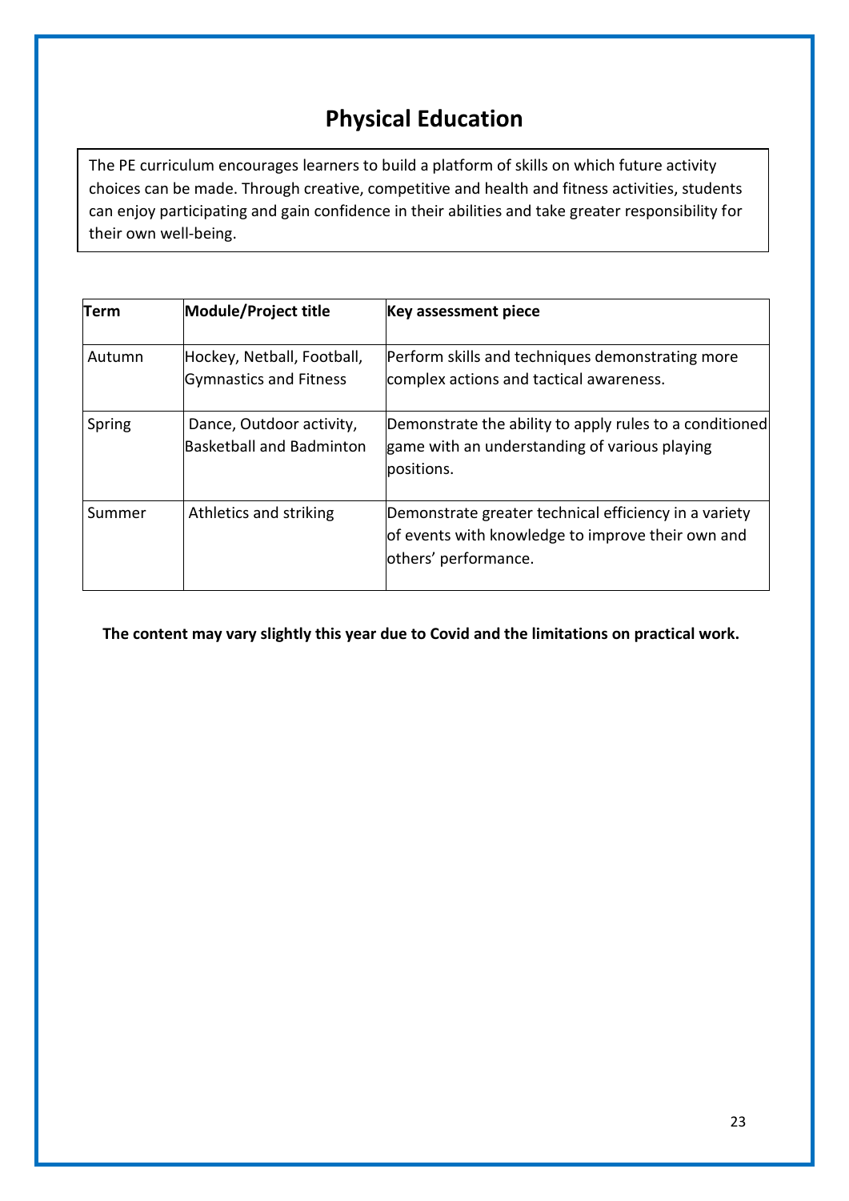# Physical Education

The PE curriculum encourages learners to build a platform of skills on which future activity choices can be made. Through creative, competitive and health and fitness activities, students can enjoy participating and gain confidence in their abilities and take greater responsibility for their own well-being.

| Term | Module/Project title | Key assessment piece |
|---|---|---|
| Autumn | Hockey, Netball, Football, Gymnastics and Fitness | Perform skills and techniques demonstrating more complex actions and tactical awareness. |
| Spring | Dance, Outdoor activity, Basketball and Badminton | Demonstrate the ability to apply rules to a conditioned game with an understanding of various playing positions. |
| Summer | Athletics and striking | Demonstrate greater technical efficiency in a variety of events with knowledge to improve their own and others' performance. |

**The content may vary slightly this year due to Covid and the limitations on practical work.**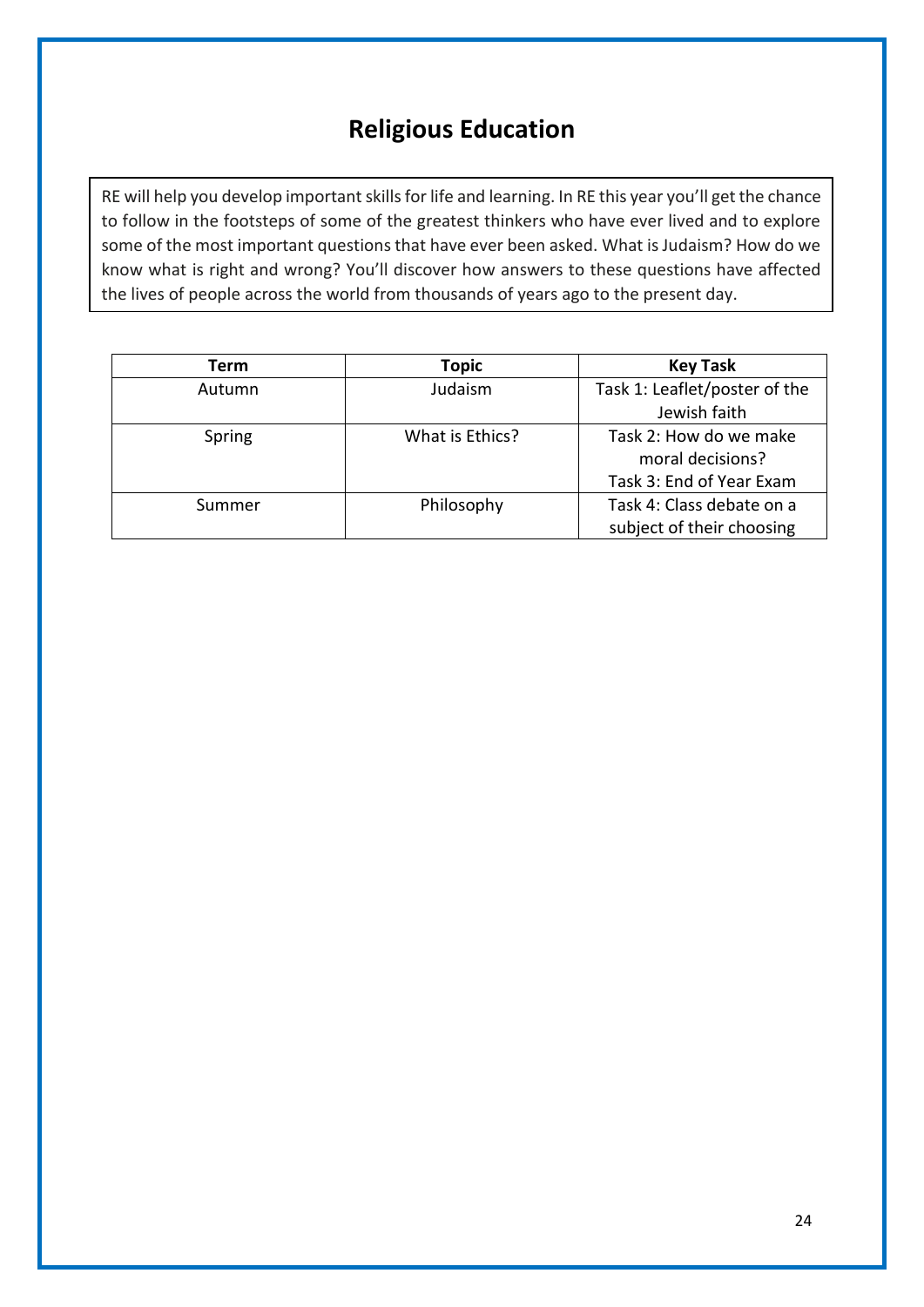# Religious Education

RE will help you develop important skills for life and learning. In RE this year you'll get the chance to follow in the footsteps of some of the greatest thinkers who have ever lived and to explore some of the most important questions that have ever been asked. What is Judaism? How do we know what is right and wrong? You'll discover how answers to these questions have affected the lives of people across the world from thousands of years ago to the present day.

| Term | Topic | Key Task |
|---|---|---|
| Autumn | Judaism | Task 1: Leaflet/poster of the Jewish faith |
| Spring | What is Ethics? | Task 2: How do we make moral decisions?<br>Task 3: End of Year Exam |
| Summer | Philosophy | Task 4: Class debate on a subject of their choosing |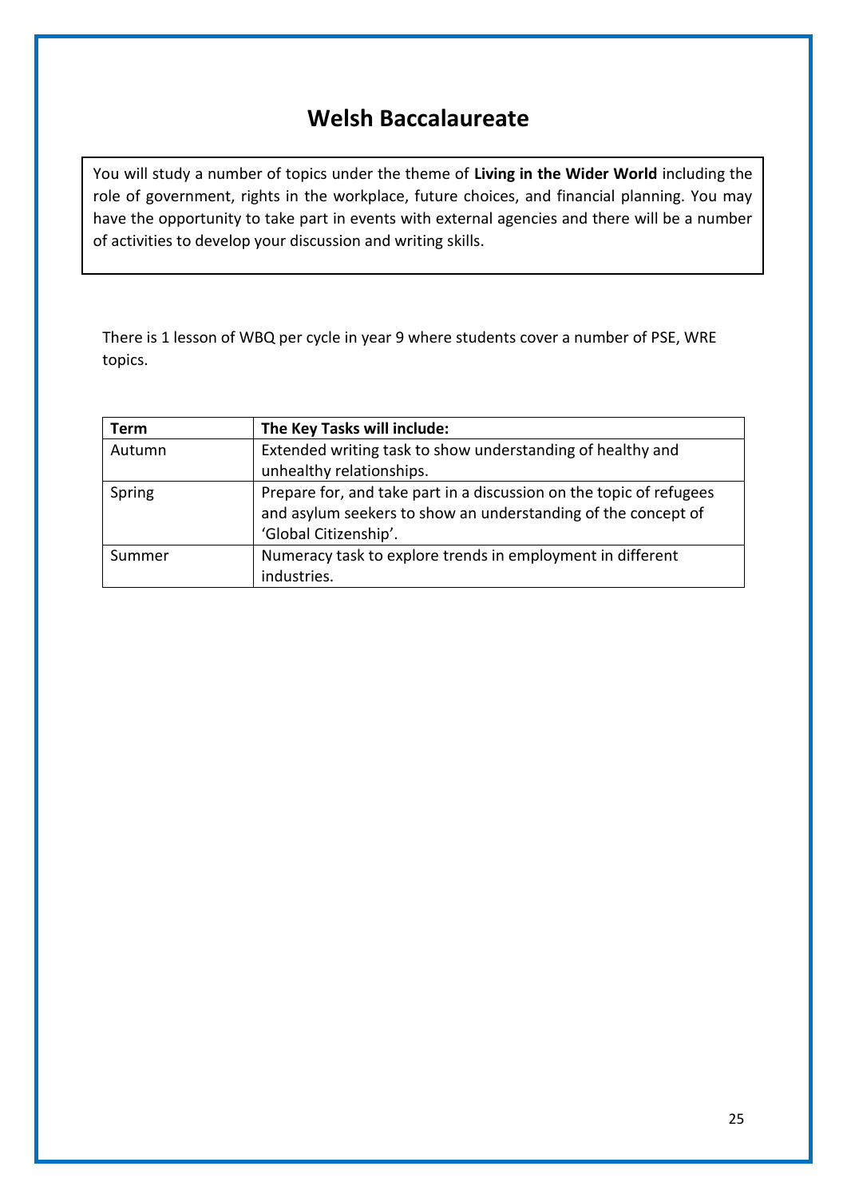# Welsh Baccalaureate

You will study a number of topics under the theme of **Living in the Wider World** including the role of government, rights in the workplace, future choices, and financial planning. You may have the opportunity to take part in events with external agencies and there will be a number of activities to develop your discussion and writing skills.

There is 1 lesson of WBQ per cycle in year 9 where students cover a number of PSE, WRE topics.

| Term | The Key Tasks will include: |
| --- | --- |
| Autumn | Extended writing task to show understanding of healthy and unhealthy relationships. |
| Spring | Prepare for, and take part in a discussion on the topic of refugees and asylum seekers to show an understanding of the concept of 'Global Citizenship'. |
| Summer | Numeracy task to explore trends in employment in different industries. |